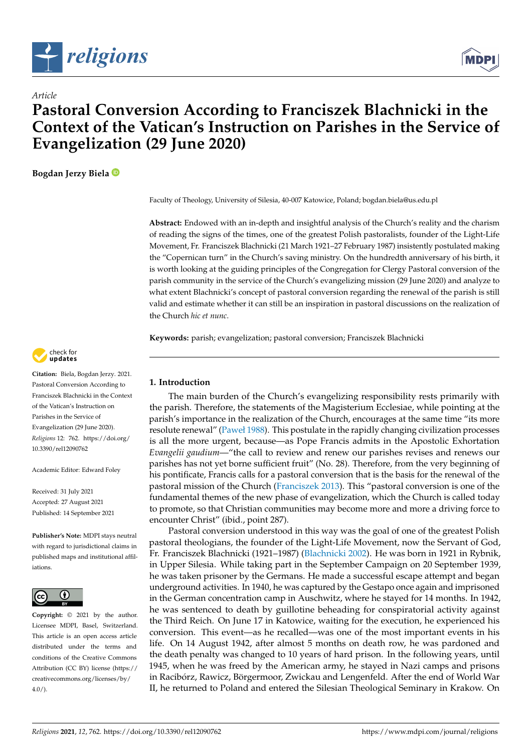*Article*

# Pastoral Conversion According to Franciszek Blachnicki in the Context of the Vatican's Instruction on Parishes in the Service of Evangelization (29 June 2020)

**Bogdan Jerzy Biela**

Faculty of Theology, University of Silesia, 40-007 Katowice, Poland; bogdan.biela@us.edu.pl

**Abstract:** Endowed with an in-depth and insightful analysis of the Church's reality and the charism of reading the signs of the times, one of the greatest Polish pastoralists, founder of the Light-Life Movement, Fr. Franciszek Blachnicki (21 March 1921–27 February 1987) insistently postulated making the "Copernican turn" in the Church's saving ministry. On the hundredth anniversary of his birth, it is worth looking at the guiding principles of the Congregation for Clergy Pastoral conversion of the parish community in the service of the Church's evangelizing mission (29 June 2020) and analyze to what extent Blachnicki's concept of pastoral conversion regarding the renewal of the parish is still valid and estimate whether it can still be an inspiration in pastoral discussions on the realization of the Church *hic et nunc*.

**Keywords:** parish; evangelization; pastoral conversion; Franciszek Blachnicki

**Citation:** Biela, Bogdan Jerzy. 2021. Pastoral Conversion According to Franciszek Blachnicki in the Context of the Vatican's Instruction on Parishes in the Service of Evangelization (29 June 2020). *Religions* 12: 762. https://doi.org/10.3390/rel12090762

Academic Editor: Edward Foley

Received: 31 July 2021
Accepted: 27 August 2021
Published: 14 September 2021

**Publisher's Note:** MDPI stays neutral with regard to jurisdictional claims in published maps and institutional affiliations.

**Copyright:** © 2021 by the author. Licensee MDPI, Basel, Switzerland. This article is an open access article distributed under the terms and conditions of the Creative Commons Attribution (CC BY) license (https://creativecommons.org/licenses/by/4.0/).

## 1. Introduction

The main burden of the Church's evangelizing responsibility rests primarily with the parish. Therefore, the statements of the Magisterium Ecclesiae, while pointing at the parish's importance in the realization of the Church, encourages at the same time "its more resolute renewal" (Paweł 1988). This postulate in the rapidly changing civilization processes is all the more urgent, because—as Pope Francis admits in the Apostolic Exhortation *Evangelii gaudium*—"the call to review and renew our parishes has not yet borne sufficient fruit" (No. 28). Therefore, from the very beginning of his pontificate, Francis calls for a pastoral conversion that is the basis for the renewal of the pastoral mission of the Church (Franciszek 2013). This "pastoral conversion is one of the fundamental themes of the new phase of evangelization, which the Church is called today to promote, so that Christian communities may become more and more a driving force to encounter Christ" (ibid., point 287).

Pastoral conversion understood in this way was the goal of one of the greatest Polish pastoral theologians, the founder of the Light-Life Movement, now the Servant of God, Fr. Franciszek Blachnicki (1921–1987) (Blachnicki 2002). He was born in 1921 in Rybnik, in Upper Silesia. While taking part in the September Campaign on 20 September 1939, he was taken prisoner by the Germans. He made a successful escape attempt and began underground activities. In 1940, he was captured by the Gestapo once again and imprisoned in the German concentration camp in Auschwitz, where he stayed for 14 months. In 1942, he was sentenced to death by guillotine beheading for conspiratorial activity against the Third Reich. On June 17 in Katowice, waiting for the execution, he experienced his conversion. This event—as he recalled—was one of the most important events in his life. On 14 August 1942, after almost 5 months on death row, he was pardoned and the death penalty was changed to 10 years of hard prison. In the following years, until 1945, when he was freed by the American army, he stayed in Nazi camps and prisons in Racibórz, Rawicz, Börgermoor, Zwickau and Lengenfeld. After the end of World War II, he returned to Poland and entered the Silesian Theological Seminary in Krakow. On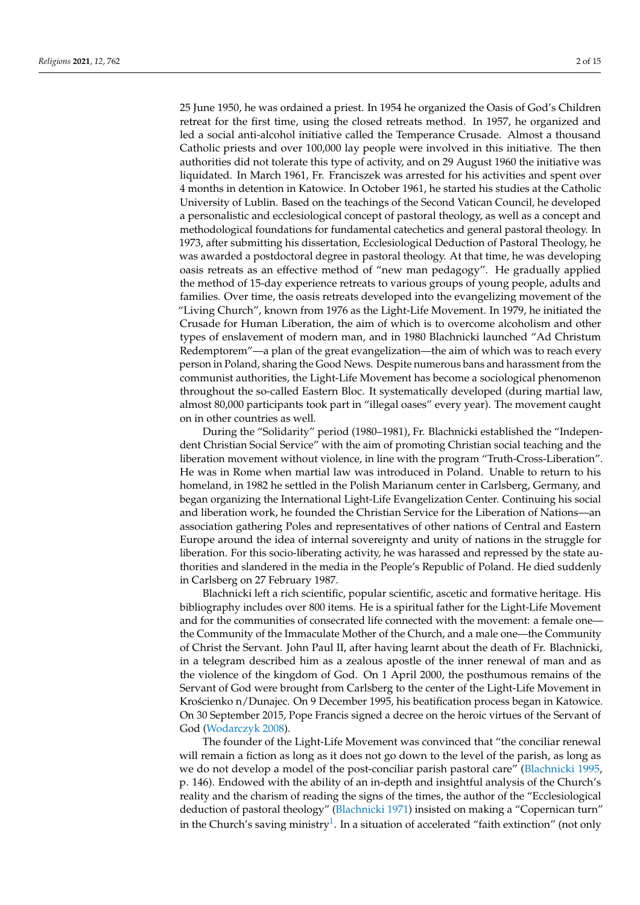25 June 1950, he was ordained a priest. In 1954 he organized the Oasis of God's Children retreat for the first time, using the closed retreats method. In 1957, he organized and led a social anti-alcohol initiative called the Temperance Crusade. Almost a thousand Catholic priests and over 100,000 lay people were involved in this initiative. The then authorities did not tolerate this type of activity, and on 29 August 1960 the initiative was liquidated. In March 1961, Fr. Franciszek was arrested for his activities and spent over 4 months in detention in Katowice. In October 1961, he started his studies at the Catholic University of Lublin. Based on the teachings of the Second Vatican Council, he developed a personalistic and ecclesiological concept of pastoral theology, as well as a concept and methodological foundations for fundamental catechetics and general pastoral theology. In 1973, after submitting his dissertation, Ecclesiological Deduction of Pastoral Theology, he was awarded a postdoctoral degree in pastoral theology. At that time, he was developing oasis retreats as an effective method of "new man pedagogy". He gradually applied the method of 15-day experience retreats to various groups of young people, adults and families. Over time, the oasis retreats developed into the evangelizing movement of the "Living Church", known from 1976 as the Light-Life Movement. In 1979, he initiated the Crusade for Human Liberation, the aim of which is to overcome alcoholism and other types of enslavement of modern man, and in 1980 Blachnicki launched "Ad Christum Redemptorem"—a plan of the great evangelization—the aim of which was to reach every person in Poland, sharing the Good News. Despite numerous bans and harassment from the communist authorities, the Light-Life Movement has become a sociological phenomenon throughout the so-called Eastern Bloc. It systematically developed (during martial law, almost 80,000 participants took part in "illegal oases" every year). The movement caught on in other countries as well.

During the "Solidarity" period (1980–1981), Fr. Blachnicki established the "Independent Christian Social Service" with the aim of promoting Christian social teaching and the liberation movement without violence, in line with the program "Truth-Cross-Liberation". He was in Rome when martial law was introduced in Poland. Unable to return to his homeland, in 1982 he settled in the Polish Marianum center in Carlsberg, Germany, and began organizing the International Light-Life Evangelization Center. Continuing his social and liberation work, he founded the Christian Service for the Liberation of Nations—an association gathering Poles and representatives of other nations of Central and Eastern Europe around the idea of internal sovereignty and unity of nations in the struggle for liberation. For this socio-liberating activity, he was harassed and repressed by the state authorities and slandered in the media in the People's Republic of Poland. He died suddenly in Carlsberg on 27 February 1987.

Blachnicki left a rich scientific, popular scientific, ascetic and formative heritage. His bibliography includes over 800 items. He is a spiritual father for the Light-Life Movement and for the communities of consecrated life connected with the movement: a female one—the Community of the Immaculate Mother of the Church, and a male one—the Community of Christ the Servant. John Paul II, after having learnt about the death of Fr. Blachnicki, in a telegram described him as a zealous apostle of the inner renewal of man and as the violence of the kingdom of God. On 1 April 2000, the posthumous remains of the Servant of God were brought from Carlsberg to the center of the Light-Life Movement in Krościenko n/Dunajec. On 9 December 1995, his beatification process began in Katowice. On 30 September 2015, Pope Francis signed a decree on the heroic virtues of the Servant of God (Wodarczyk 2008).

The founder of the Light-Life Movement was convinced that "the conciliar renewal will remain a fiction as long as it does not go down to the level of the parish, as long as we do not develop a model of the post-conciliar parish pastoral care" (Blachnicki 1995, p. 146). Endowed with the ability of an in-depth and insightful analysis of the Church's reality and the charism of reading the signs of the times, the author of the "Ecclesiological deduction of pastoral theology" (Blachnicki 1971) insisted on making a "Copernican turn" in the Church's saving ministry[1]. In a situation of accelerated "faith extinction" (not only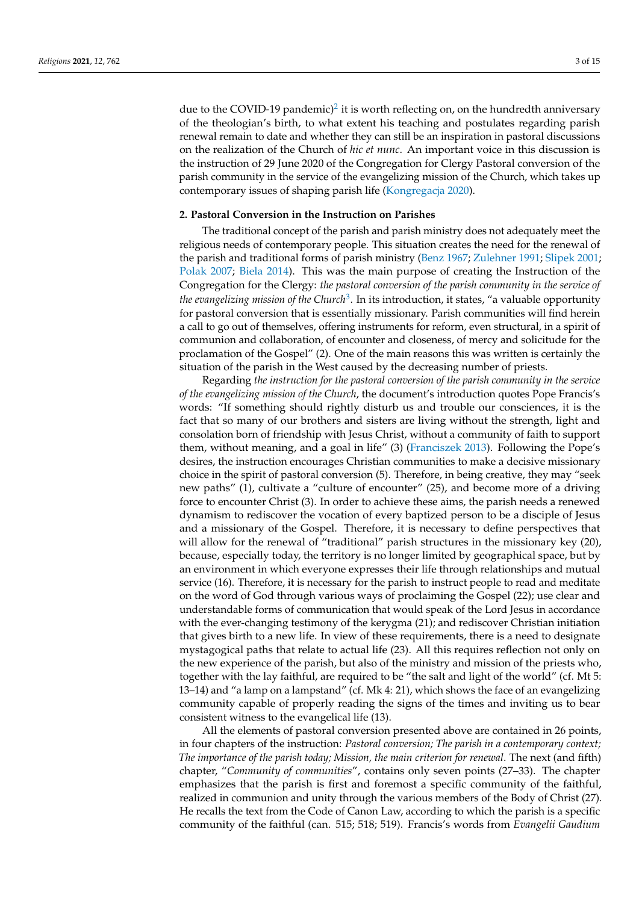due to the COVID-19 pandemic)[2] it is worth reflecting on, on the hundredth anniversary of the theologian's birth, to what extent his teaching and postulates regarding parish renewal remain to date and whether they can still be an inspiration in pastoral discussions on the realization of the Church of *hic et nunc*. An important voice in this discussion is the instruction of 29 June 2020 of the Congregation for Clergy Pastoral conversion of the parish community in the service of the evangelizing mission of the Church, which takes up contemporary issues of shaping parish life (Kongregacja 2020).

## 2. Pastoral Conversion in the Instruction on Parishes

The traditional concept of the parish and parish ministry does not adequately meet the religious needs of contemporary people. This situation creates the need for the renewal of the parish and traditional forms of parish ministry (Benz 1967; Zulehner 1991; Slipek 2001; Polak 2007; Biela 2014). This was the main purpose of creating the Instruction of the Congregation for the Clergy: *the pastoral conversion of the parish community in the service of the evangelizing mission of the Church*[3]. In its introduction, it states, "a valuable opportunity for pastoral conversion that is essentially missionary. Parish communities will find herein a call to go out of themselves, offering instruments for reform, even structural, in a spirit of communion and collaboration, of encounter and closeness, of mercy and solicitude for the proclamation of the Gospel" (2). One of the main reasons this was written is certainly the situation of the parish in the West caused by the decreasing number of priests.

Regarding *the instruction for the pastoral conversion of the parish community in the service of the evangelizing mission of the Church*, the document's introduction quotes Pope Francis's words: "If something should rightly disturb us and trouble our consciences, it is the fact that so many of our brothers and sisters are living without the strength, light and consolation born of friendship with Jesus Christ, without a community of faith to support them, without meaning, and a goal in life" (3) (Franciszek 2013). Following the Pope's desires, the instruction encourages Christian communities to make a decisive missionary choice in the spirit of pastoral conversion (5). Therefore, in being creative, they may "seek new paths" (1), cultivate a "culture of encounter" (25), and become more of a driving force to encounter Christ (3). In order to achieve these aims, the parish needs a renewed dynamism to rediscover the vocation of every baptized person to be a disciple of Jesus and a missionary of the Gospel. Therefore, it is necessary to define perspectives that will allow for the renewal of "traditional" parish structures in the missionary key (20), because, especially today, the territory is no longer limited by geographical space, but by an environment in which everyone expresses their life through relationships and mutual service (16). Therefore, it is necessary for the parish to instruct people to read and meditate on the word of God through various ways of proclaiming the Gospel (22); use clear and understandable forms of communication that would speak of the Lord Jesus in accordance with the ever-changing testimony of the kerygma (21); and rediscover Christian initiation that gives birth to a new life. In view of these requirements, there is a need to designate mystagogical paths that relate to actual life (23). All this requires reflection not only on the new experience of the parish, but also of the ministry and mission of the priests who, together with the lay faithful, are required to be "the salt and light of the world" (cf. Mt 5: 13–14) and "a lamp on a lampstand" (cf. Mk 4: 21), which shows the face of an evangelizing community capable of properly reading the signs of the times and inviting us to bear consistent witness to the evangelical life (13).

All the elements of pastoral conversion presented above are contained in 26 points, in four chapters of the instruction: *Pastoral conversion; The parish in a contemporary context; The importance of the parish today; Mission, the main criterion for renewal*. The next (and fifth) chapter, "*Community of communities*", contains only seven points (27–33). The chapter emphasizes that the parish is first and foremost a specific community of the faithful, realized in communion and unity through the various members of the Body of Christ (27). He recalls the text from the Code of Canon Law, according to which the parish is a specific community of the faithful (can. 515; 518; 519). Francis's words from *Evangelii Gaudium*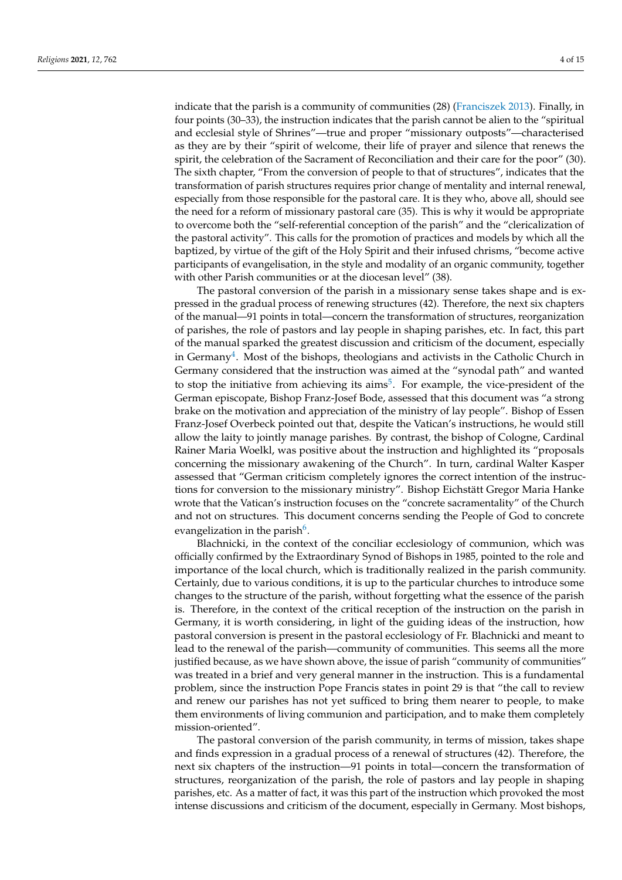indicate that the parish is a community of communities (28) (Franciszek 2013). Finally, in four points (30–33), the instruction indicates that the parish cannot be alien to the "spiritual and ecclesial style of Shrines"—true and proper "missionary outposts"—characterised as they are by their "spirit of welcome, their life of prayer and silence that renews the spirit, the celebration of the Sacrament of Reconciliation and their care for the poor" (30). The sixth chapter, "From the conversion of people to that of structures", indicates that the transformation of parish structures requires prior change of mentality and internal renewal, especially from those responsible for the pastoral care. It is they who, above all, should see the need for a reform of missionary pastoral care (35). This is why it would be appropriate to overcome both the "self-referential conception of the parish" and the "clericalization of the pastoral activity". This calls for the promotion of practices and models by which all the baptized, by virtue of the gift of the Holy Spirit and their infused chrisms, "become active participants of evangelisation, in the style and modality of an organic community, together with other Parish communities or at the diocesan level" (38).

The pastoral conversion of the parish in a missionary sense takes shape and is expressed in the gradual process of renewing structures (42). Therefore, the next six chapters of the manual—91 points in total—concern the transformation of structures, reorganization of parishes, the role of pastors and lay people in shaping parishes, etc. In fact, this part of the manual sparked the greatest discussion and criticism of the document, especially in Germany[4]. Most of the bishops, theologians and activists in the Catholic Church in Germany considered that the instruction was aimed at the "synodal path" and wanted to stop the initiative from achieving its aims[5]. For example, the vice-president of the German episcopate, Bishop Franz-Josef Bode, assessed that this document was "a strong brake on the motivation and appreciation of the ministry of lay people". Bishop of Essen Franz-Josef Overbeck pointed out that, despite the Vatican's instructions, he would still allow the laity to jointly manage parishes. By contrast, the bishop of Cologne, Cardinal Rainer Maria Woelkl, was positive about the instruction and highlighted its "proposals concerning the missionary awakening of the Church". In turn, cardinal Walter Kasper assessed that "German criticism completely ignores the correct intention of the instructions for conversion to the missionary ministry". Bishop Eichstätt Gregor Maria Hanke wrote that the Vatican's instruction focuses on the "concrete sacramentality" of the Church and not on structures. This document concerns sending the People of God to concrete evangelization in the parish[6].

Blachnicki, in the context of the conciliar ecclesiology of communion, which was officially confirmed by the Extraordinary Synod of Bishops in 1985, pointed to the role and importance of the local church, which is traditionally realized in the parish community. Certainly, due to various conditions, it is up to the particular churches to introduce some changes to the structure of the parish, without forgetting what the essence of the parish is. Therefore, in the context of the critical reception of the instruction on the parish in Germany, it is worth considering, in light of the guiding ideas of the instruction, how pastoral conversion is present in the pastoral ecclesiology of Fr. Blachnicki and meant to lead to the renewal of the parish—community of communities. This seems all the more justified because, as we have shown above, the issue of parish "community of communities" was treated in a brief and very general manner in the instruction. This is a fundamental problem, since the instruction Pope Francis states in point 29 is that "the call to review and renew our parishes has not yet sufficed to bring them nearer to people, to make them environments of living communion and participation, and to make them completely mission-oriented".

The pastoral conversion of the parish community, in terms of mission, takes shape and finds expression in a gradual process of a renewal of structures (42). Therefore, the next six chapters of the instruction—91 points in total—concern the transformation of structures, reorganization of the parish, the role of pastors and lay people in shaping parishes, etc. As a matter of fact, it was this part of the instruction which provoked the most intense discussions and criticism of the document, especially in Germany. Most bishops,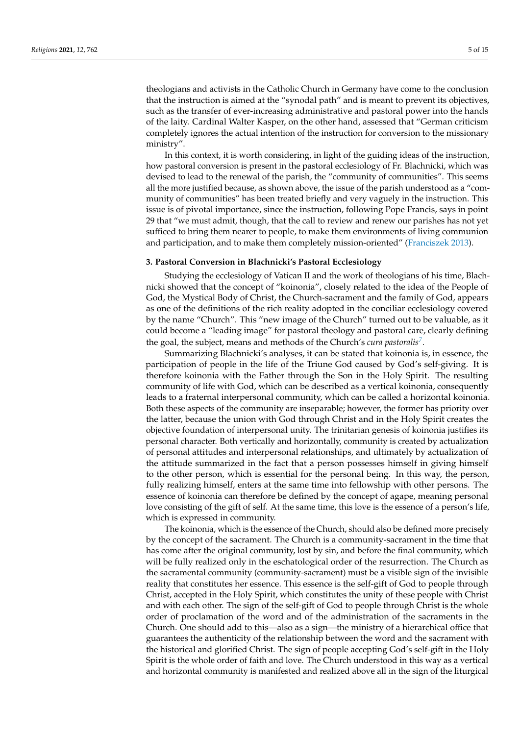theologians and activists in the Catholic Church in Germany have come to the conclusion that the instruction is aimed at the "synodal path" and is meant to prevent its objectives, such as the transfer of ever-increasing administrative and pastoral power into the hands of the laity. Cardinal Walter Kasper, on the other hand, assessed that "German criticism completely ignores the actual intention of the instruction for conversion to the missionary ministry".

In this context, it is worth considering, in light of the guiding ideas of the instruction, how pastoral conversion is present in the pastoral ecclesiology of Fr. Blachnicki, which was devised to lead to the renewal of the parish, the "community of communities". This seems all the more justified because, as shown above, the issue of the parish understood as a "community of communities" has been treated briefly and very vaguely in the instruction. This issue is of pivotal importance, since the instruction, following Pope Francis, says in point 29 that "we must admit, though, that the call to review and renew our parishes has not yet sufficed to bring them nearer to people, to make them environments of living communion and participation, and to make them completely mission-oriented" (Franciszek 2013).

## 3. Pastoral Conversion in Blachnicki's Pastoral Ecclesiology

Studying the ecclesiology of Vatican II and the work of theologians of his time, Blachnicki showed that the concept of "koinonia", closely related to the idea of the People of God, the Mystical Body of Christ, the Church-sacrament and the family of God, appears as one of the definitions of the rich reality adopted in the conciliar ecclesiology covered by the name "Church". This "new image of the Church" turned out to be valuable, as it could become a "leading image" for pastoral theology and pastoral care, clearly defining the goal, the subject, means and methods of the Church's *cura pastoralis*[7].

Summarizing Blachnicki's analyses, it can be stated that koinonia is, in essence, the participation of people in the life of the Triune God caused by God's self-giving. It is therefore koinonia with the Father through the Son in the Holy Spirit. The resulting community of life with God, which can be described as a vertical koinonia, consequently leads to a fraternal interpersonal community, which can be called a horizontal koinonia. Both these aspects of the community are inseparable; however, the former has priority over the latter, because the union with God through Christ and in the Holy Spirit creates the objective foundation of interpersonal unity. The trinitarian genesis of koinonia justifies its personal character. Both vertically and horizontally, community is created by actualization of personal attitudes and interpersonal relationships, and ultimately by actualization of the attitude summarized in the fact that a person possesses himself in giving himself to the other person, which is essential for the personal being. In this way, the person, fully realizing himself, enters at the same time into fellowship with other persons. The essence of koinonia can therefore be defined by the concept of agape, meaning personal love consisting of the gift of self. At the same time, this love is the essence of a person's life, which is expressed in community.

The koinonia, which is the essence of the Church, should also be defined more precisely by the concept of the sacrament. The Church is a community-sacrament in the time that has come after the original community, lost by sin, and before the final community, which will be fully realized only in the eschatological order of the resurrection. The Church as the sacramental community (community-sacrament) must be a visible sign of the invisible reality that constitutes her essence. This essence is the self-gift of God to people through Christ, accepted in the Holy Spirit, which constitutes the unity of these people with Christ and with each other. The sign of the self-gift of God to people through Christ is the whole order of proclamation of the word and of the administration of the sacraments in the Church. One should add to this—also as a sign—the ministry of a hierarchical office that guarantees the authenticity of the relationship between the word and the sacrament with the historical and glorified Christ. The sign of people accepting God's self-gift in the Holy Spirit is the whole order of faith and love. The Church understood in this way as a vertical and horizontal community is manifested and realized above all in the sign of the liturgical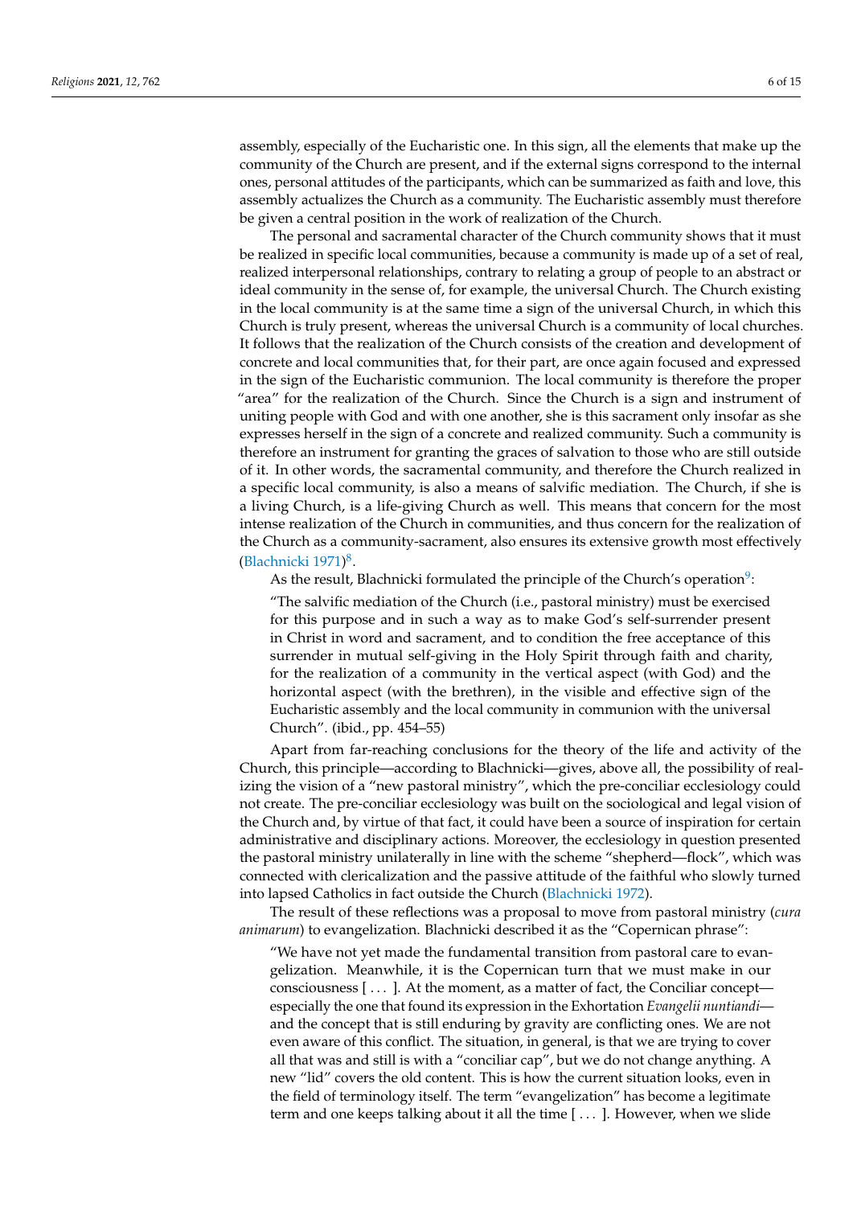assembly, especially of the Eucharistic one. In this sign, all the elements that make up the community of the Church are present, and if the external signs correspond to the internal ones, personal attitudes of the participants, which can be summarized as faith and love, this assembly actualizes the Church as a community. The Eucharistic assembly must therefore be given a central position in the work of realization of the Church.

The personal and sacramental character of the Church community shows that it must be realized in specific local communities, because a community is made up of a set of real, realized interpersonal relationships, contrary to relating a group of people to an abstract or ideal community in the sense of, for example, the universal Church. The Church existing in the local community is at the same time a sign of the universal Church, in which this Church is truly present, whereas the universal Church is a community of local churches. It follows that the realization of the Church consists of the creation and development of concrete and local communities that, for their part, are once again focused and expressed in the sign of the Eucharistic communion. The local community is therefore the proper "area" for the realization of the Church. Since the Church is a sign and instrument of uniting people with God and with one another, she is this sacrament only insofar as she expresses herself in the sign of a concrete and realized community. Such a community is therefore an instrument for granting the graces of salvation to those who are still outside of it. In other words, the sacramental community, and therefore the Church realized in a specific local community, is also a means of salvific mediation. The Church, if she is a living Church, is a life-giving Church as well. This means that concern for the most intense realization of the Church in communities, and thus concern for the realization of the Church as a community-sacrament, also ensures its extensive growth most effectively (Blachnicki 1971)[8].

As the result, Blachnicki formulated the principle of the Church's operation[9]:

> "The salvific mediation of the Church (i.e., pastoral ministry) must be exercised for this purpose and in such a way as to make God's self-surrender present in Christ in word and sacrament, and to condition the free acceptance of this surrender in mutual self-giving in the Holy Spirit through faith and charity, for the realization of a community in the vertical aspect (with God) and the horizontal aspect (with the brethren), in the visible and effective sign of the Eucharistic assembly and the local community in communion with the universal Church". (ibid., pp. 454–55)

Apart from far-reaching conclusions for the theory of the life and activity of the Church, this principle—according to Blachnicki—gives, above all, the possibility of realizing the vision of a "new pastoral ministry", which the pre-conciliar ecclesiology could not create. The pre-conciliar ecclesiology was built on the sociological and legal vision of the Church and, by virtue of that fact, it could have been a source of inspiration for certain administrative and disciplinary actions. Moreover, the ecclesiology in question presented the pastoral ministry unilaterally in line with the scheme "shepherd—flock", which was connected with clericalization and the passive attitude of the faithful who slowly turned into lapsed Catholics in fact outside the Church (Blachnicki 1972).

The result of these reflections was a proposal to move from pastoral ministry (*cura animarum*) to evangelization. Blachnicki described it as the "Copernican phrase":

> "We have not yet made the fundamental transition from pastoral care to evangelization. Meanwhile, it is the Copernican turn that we must make in our consciousness [ . . . ]. At the moment, as a matter of fact, the Conciliar concept—especially the one that found its expression in the Exhortation *Evangelii nuntiandi*—and the concept that is still enduring by gravity are conflicting ones. We are not even aware of this conflict. The situation, in general, is that we are trying to cover all that was and still is with a "conciliar cap", but we do not change anything. A new "lid" covers the old content. This is how the current situation looks, even in the field of terminology itself. The term "evangelization" has become a legitimate term and one keeps talking about it all the time [ . . . ]. However, when we slide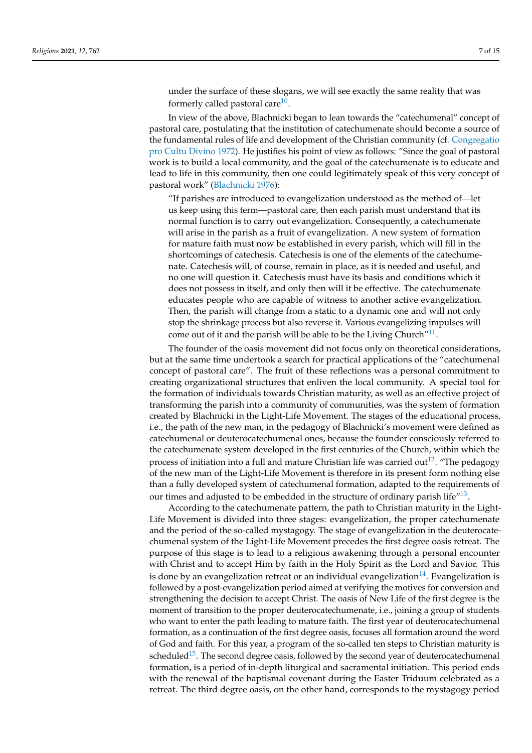under the surface of these slogans, we will see exactly the same reality that was formerly called pastoral care[10].

In view of the above, Blachnicki began to lean towards the "catechumenal" concept of pastoral care, postulating that the institution of catechumenate should become a source of the fundamental rules of life and development of the Christian community (cf. Congregatio pro Cultu Divino 1972). He justifies his point of view as follows: "Since the goal of pastoral work is to build a local community, and the goal of the catechumenate is to educate and lead to life in this community, then one could legitimately speak of this very concept of pastoral work" (Blachnicki 1976):

> "If parishes are introduced to evangelization understood as the method of—let us keep using this term—pastoral care, then each parish must understand that its normal function is to carry out evangelization. Consequently, a catechumenate will arise in the parish as a fruit of evangelization. A new system of formation for mature faith must now be established in every parish, which will fill in the shortcomings of catechesis. Catechesis is one of the elements of the catechumenate. Catechesis will, of course, remain in place, as it is needed and useful, and no one will question it. Catechesis must have its basis and conditions which it does not possess in itself, and only then will it be effective. The catechumenate educates people who are capable of witness to another active evangelization. Then, the parish will change from a static to a dynamic one and will not only stop the shrinkage process but also reverse it. Various evangelizing impulses will come out of it and the parish will be able to be the Living Church"[11].

The founder of the oasis movement did not focus only on theoretical considerations, but at the same time undertook a search for practical applications of the "catechumenal concept of pastoral care". The fruit of these reflections was a personal commitment to creating organizational structures that enliven the local community. A special tool for the formation of individuals towards Christian maturity, as well as an effective project of transforming the parish into a community of communities, was the system of formation created by Blachnicki in the Light-Life Movement. The stages of the educational process, i.e., the path of the new man, in the pedagogy of Blachnicki's movement were defined as catechumenal or deuterocatechumenal ones, because the founder consciously referred to the catechumenate system developed in the first centuries of the Church, within which the process of initiation into a full and mature Christian life was carried out[12]. "The pedagogy of the new man of the Light-Life Movement is therefore in its present form nothing else than a fully developed system of catechumenal formation, adapted to the requirements of our times and adjusted to be embedded in the structure of ordinary parish life"[13].

According to the catechumenate pattern, the path to Christian maturity in the Light-Life Movement is divided into three stages: evangelization, the proper catechumenate and the period of the so-called mystagogy. The stage of evangelization in the deuterocatechumenal system of the Light-Life Movement precedes the first degree oasis retreat. The purpose of this stage is to lead to a religious awakening through a personal encounter with Christ and to accept Him by faith in the Holy Spirit as the Lord and Savior. This is done by an evangelization retreat or an individual evangelization[14]. Evangelization is followed by a post-evangelization period aimed at verifying the motives for conversion and strengthening the decision to accept Christ. The oasis of New Life of the first degree is the moment of transition to the proper deuterocatechumenate, i.e., joining a group of students who want to enter the path leading to mature faith. The first year of deuterocatechumenal formation, as a continuation of the first degree oasis, focuses all formation around the word of God and faith. For this year, a program of the so-called ten steps to Christian maturity is scheduled[15]. The second degree oasis, followed by the second year of deuterocatechumenal formation, is a period of in-depth liturgical and sacramental initiation. This period ends with the renewal of the baptismal covenant during the Easter Triduum celebrated as a retreat. The third degree oasis, on the other hand, corresponds to the mystagogy period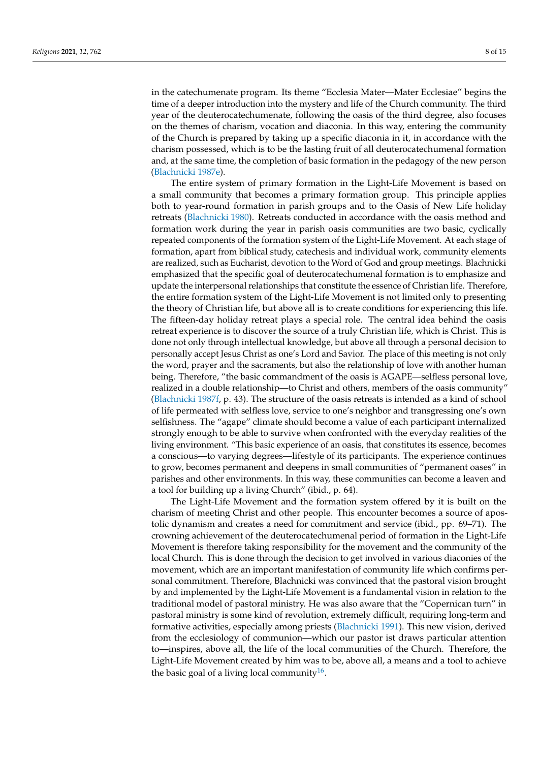in the catechumenate program. Its theme "Ecclesia Mater—Mater Ecclesiae" begins the time of a deeper introduction into the mystery and life of the Church community. The third year of the deuterocatechumenate, following the oasis of the third degree, also focuses on the themes of charism, vocation and diaconia. In this way, entering the community of the Church is prepared by taking up a specific diaconia in it, in accordance with the charism possessed, which is to be the lasting fruit of all deuterocatechumenal formation and, at the same time, the completion of basic formation in the pedagogy of the new person (Blachnicki 1987e).

The entire system of primary formation in the Light-Life Movement is based on a small community that becomes a primary formation group. This principle applies both to year-round formation in parish groups and to the Oasis of New Life holiday retreats (Blachnicki 1980). Retreats conducted in accordance with the oasis method and formation work during the year in parish oasis communities are two basic, cyclically repeated components of the formation system of the Light-Life Movement. At each stage of formation, apart from biblical study, catechesis and individual work, community elements are realized, such as Eucharist, devotion to the Word of God and group meetings. Blachnicki emphasized that the specific goal of deuterocatechumenal formation is to emphasize and update the interpersonal relationships that constitute the essence of Christian life. Therefore, the entire formation system of the Light-Life Movement is not limited only to presenting the theory of Christian life, but above all is to create conditions for experiencing this life. The fifteen-day holiday retreat plays a special role. The central idea behind the oasis retreat experience is to discover the source of a truly Christian life, which is Christ. This is done not only through intellectual knowledge, but above all through a personal decision to personally accept Jesus Christ as one's Lord and Savior. The place of this meeting is not only the word, prayer and the sacraments, but also the relationship of love with another human being. Therefore, "the basic commandment of the oasis is AGAPE—selfless personal love, realized in a double relationship—to Christ and others, members of the oasis community" (Blachnicki 1987f, p. 43). The structure of the oasis retreats is intended as a kind of school of life permeated with selfless love, service to one's neighbor and transgressing one's own selfishness. The "agape" climate should become a value of each participant internalized strongly enough to be able to survive when confronted with the everyday realities of the living environment. "This basic experience of an oasis, that constitutes its essence, becomes a conscious—to varying degrees—lifestyle of its participants. The experience continues to grow, becomes permanent and deepens in small communities of "permanent oases" in parishes and other environments. In this way, these communities can become a leaven and a tool for building up a living Church" (ibid., p. 64).

The Light-Life Movement and the formation system offered by it is built on the charism of meeting Christ and other people. This encounter becomes a source of apostolic dynamism and creates a need for commitment and service (ibid., pp. 69–71). The crowning achievement of the deuterocatechumenal period of formation in the Light-Life Movement is therefore taking responsibility for the movement and the community of the local Church. This is done through the decision to get involved in various diaconies of the movement, which are an important manifestation of community life which confirms personal commitment. Therefore, Blachnicki was convinced that the pastoral vision brought by and implemented by the Light-Life Movement is a fundamental vision in relation to the traditional model of pastoral ministry. He was also aware that the "Copernican turn" in pastoral ministry is some kind of revolution, extremely difficult, requiring long-term and formative activities, especially among priests (Blachnicki 1991). This new vision, derived from the ecclesiology of communion—which our pastor ist draws particular attention to—inspires, above all, the life of the local communities of the Church. Therefore, the Light-Life Movement created by him was to be, above all, a means and a tool to achieve the basic goal of a living local community[16].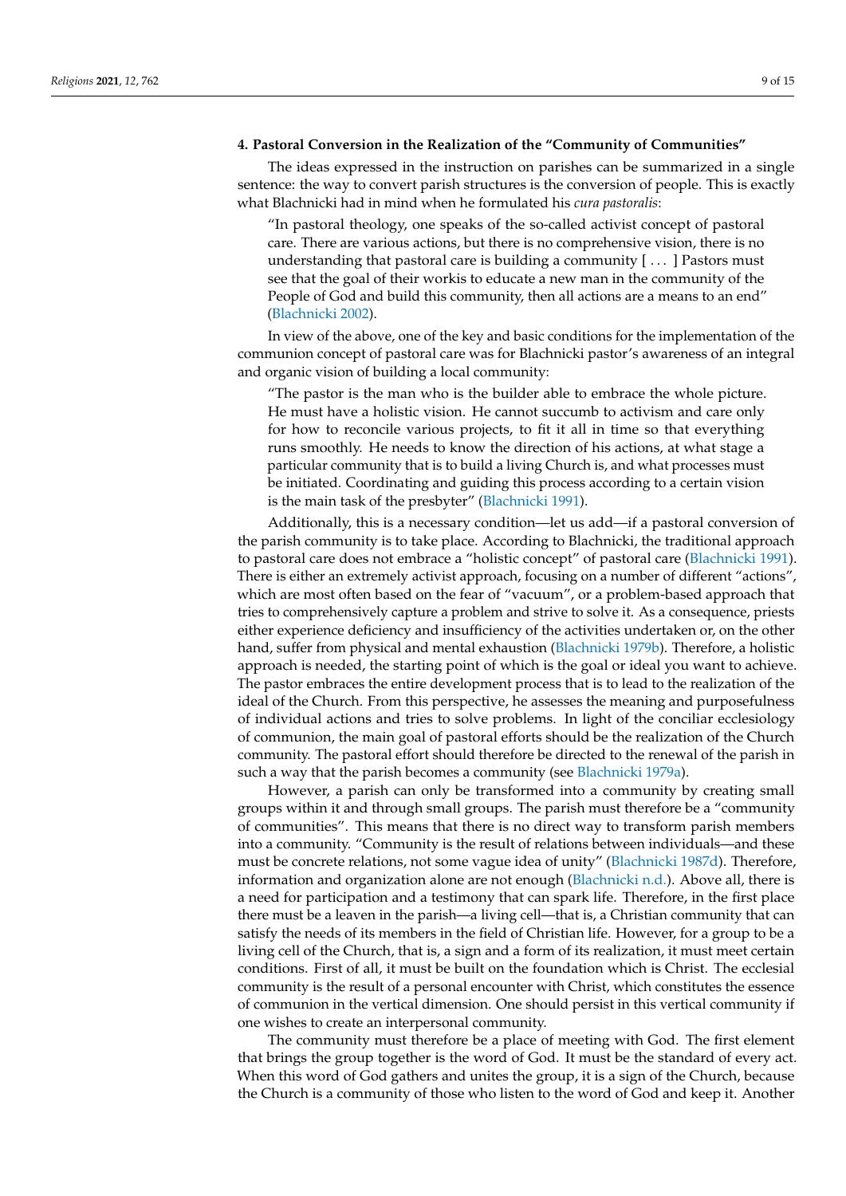## 4. Pastoral Conversion in the Realization of the "Community of Communities"

The ideas expressed in the instruction on parishes can be summarized in a single sentence: the way to convert parish structures is the conversion of people. This is exactly what Blachnicki had in mind when he formulated his *cura pastoralis*:

> "In pastoral theology, one speaks of the so-called activist concept of pastoral care. There are various actions, but there is no comprehensive vision, there is no understanding that pastoral care is building a community [ . . . ] Pastors must see that the goal of their workis to educate a new man in the community of the People of God and build this community, then all actions are a means to an end" (Blachnicki 2002).

In view of the above, one of the key and basic conditions for the implementation of the communion concept of pastoral care was for Blachnicki pastor's awareness of an integral and organic vision of building a local community:

> "The pastor is the man who is the builder able to embrace the whole picture. He must have a holistic vision. He cannot succumb to activism and care only for how to reconcile various projects, to fit it all in time so that everything runs smoothly. He needs to know the direction of his actions, at what stage a particular community that is to build a living Church is, and what processes must be initiated. Coordinating and guiding this process according to a certain vision is the main task of the presbyter" (Blachnicki 1991).

Additionally, this is a necessary condition—let us add—if a pastoral conversion of the parish community is to take place. According to Blachnicki, the traditional approach to pastoral care does not embrace a "holistic concept" of pastoral care (Blachnicki 1991). There is either an extremely activist approach, focusing on a number of different "actions", which are most often based on the fear of "vacuum", or a problem-based approach that tries to comprehensively capture a problem and strive to solve it. As a consequence, priests either experience deficiency and insufficiency of the activities undertaken or, on the other hand, suffer from physical and mental exhaustion (Blachnicki 1979b). Therefore, a holistic approach is needed, the starting point of which is the goal or ideal you want to achieve. The pastor embraces the entire development process that is to lead to the realization of the ideal of the Church. From this perspective, he assesses the meaning and purposefulness of individual actions and tries to solve problems. In light of the conciliar ecclesiology of communion, the main goal of pastoral efforts should be the realization of the Church community. The pastoral effort should therefore be directed to the renewal of the parish in such a way that the parish becomes a community (see Blachnicki 1979a).

However, a parish can only be transformed into a community by creating small groups within it and through small groups. The parish must therefore be a "community of communities". This means that there is no direct way to transform parish members into a community. "Community is the result of relations between individuals—and these must be concrete relations, not some vague idea of unity" (Blachnicki 1987d). Therefore, information and organization alone are not enough (Blachnicki n.d.). Above all, there is a need for participation and a testimony that can spark life. Therefore, in the first place there must be a leaven in the parish—a living cell—that is, a Christian community that can satisfy the needs of its members in the field of Christian life. However, for a group to be a living cell of the Church, that is, a sign and a form of its realization, it must meet certain conditions. First of all, it must be built on the foundation which is Christ. The ecclesial community is the result of a personal encounter with Christ, which constitutes the essence of communion in the vertical dimension. One should persist in this vertical community if one wishes to create an interpersonal community.

The community must therefore be a place of meeting with God. The first element that brings the group together is the word of God. It must be the standard of every act. When this word of God gathers and unites the group, it is a sign of the Church, because the Church is a community of those who listen to the word of God and keep it. Another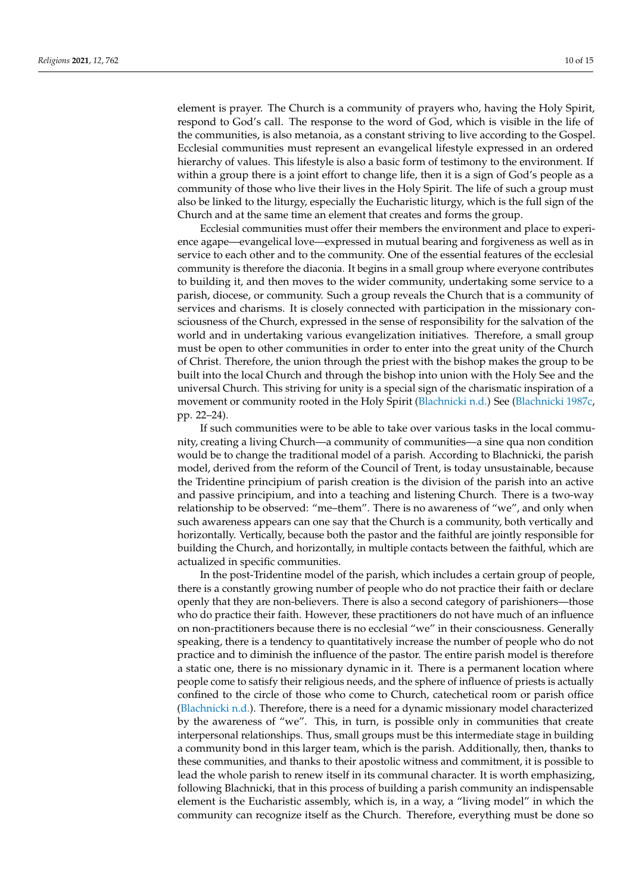element is prayer. The Church is a community of prayers who, having the Holy Spirit, respond to God's call. The response to the word of God, which is visible in the life of the communities, is also metanoia, as a constant striving to live according to the Gospel. Ecclesial communities must represent an evangelical lifestyle expressed in an ordered hierarchy of values. This lifestyle is also a basic form of testimony to the environment. If within a group there is a joint effort to change life, then it is a sign of God's people as a community of those who live their lives in the Holy Spirit. The life of such a group must also be linked to the liturgy, especially the Eucharistic liturgy, which is the full sign of the Church and at the same time an element that creates and forms the group.

Ecclesial communities must offer their members the environment and place to experience agape—evangelical love—expressed in mutual bearing and forgiveness as well as in service to each other and to the community. One of the essential features of the ecclesial community is therefore the diaconia. It begins in a small group where everyone contributes to building it, and then moves to the wider community, undertaking some service to a parish, diocese, or community. Such a group reveals the Church that is a community of services and charisms. It is closely connected with participation in the missionary consciousness of the Church, expressed in the sense of responsibility for the salvation of the world and in undertaking various evangelization initiatives. Therefore, a small group must be open to other communities in order to enter into the great unity of the Church of Christ. Therefore, the union through the priest with the bishop makes the group to be built into the local Church and through the bishop into union with the Holy See and the universal Church. This striving for unity is a special sign of the charismatic inspiration of a movement or community rooted in the Holy Spirit (Blachnicki n.d.) See (Blachnicki 1987c, pp. 22–24).

If such communities were to be able to take over various tasks in the local community, creating a living Church—a community of communities—a sine qua non condition would be to change the traditional model of a parish. According to Blachnicki, the parish model, derived from the reform of the Council of Trent, is today unsustainable, because the Tridentine principium of parish creation is the division of the parish into an active and passive principium, and into a teaching and listening Church. There is a two-way relationship to be observed: "me–them". There is no awareness of "we", and only when such awareness appears can one say that the Church is a community, both vertically and horizontally. Vertically, because both the pastor and the faithful are jointly responsible for building the Church, and horizontally, in multiple contacts between the faithful, which are actualized in specific communities.

In the post-Tridentine model of the parish, which includes a certain group of people, there is a constantly growing number of people who do not practice their faith or declare openly that they are non-believers. There is also a second category of parishioners—those who do practice their faith. However, these practitioners do not have much of an influence on non-practitioners because there is no ecclesial "we" in their consciousness. Generally speaking, there is a tendency to quantitatively increase the number of people who do not practice and to diminish the influence of the pastor. The entire parish model is therefore a static one, there is no missionary dynamic in it. There is a permanent location where people come to satisfy their religious needs, and the sphere of influence of priests is actually confined to the circle of those who come to Church, catechetical room or parish office (Blachnicki n.d.). Therefore, there is a need for a dynamic missionary model characterized by the awareness of "we". This, in turn, is possible only in communities that create interpersonal relationships. Thus, small groups must be this intermediate stage in building a community bond in this larger team, which is the parish. Additionally, then, thanks to these communities, and thanks to their apostolic witness and commitment, it is possible to lead the whole parish to renew itself in its communal character. It is worth emphasizing, following Blachnicki, that in this process of building a parish community an indispensable element is the Eucharistic assembly, which is, in a way, a "living model" in which the community can recognize itself as the Church. Therefore, everything must be done so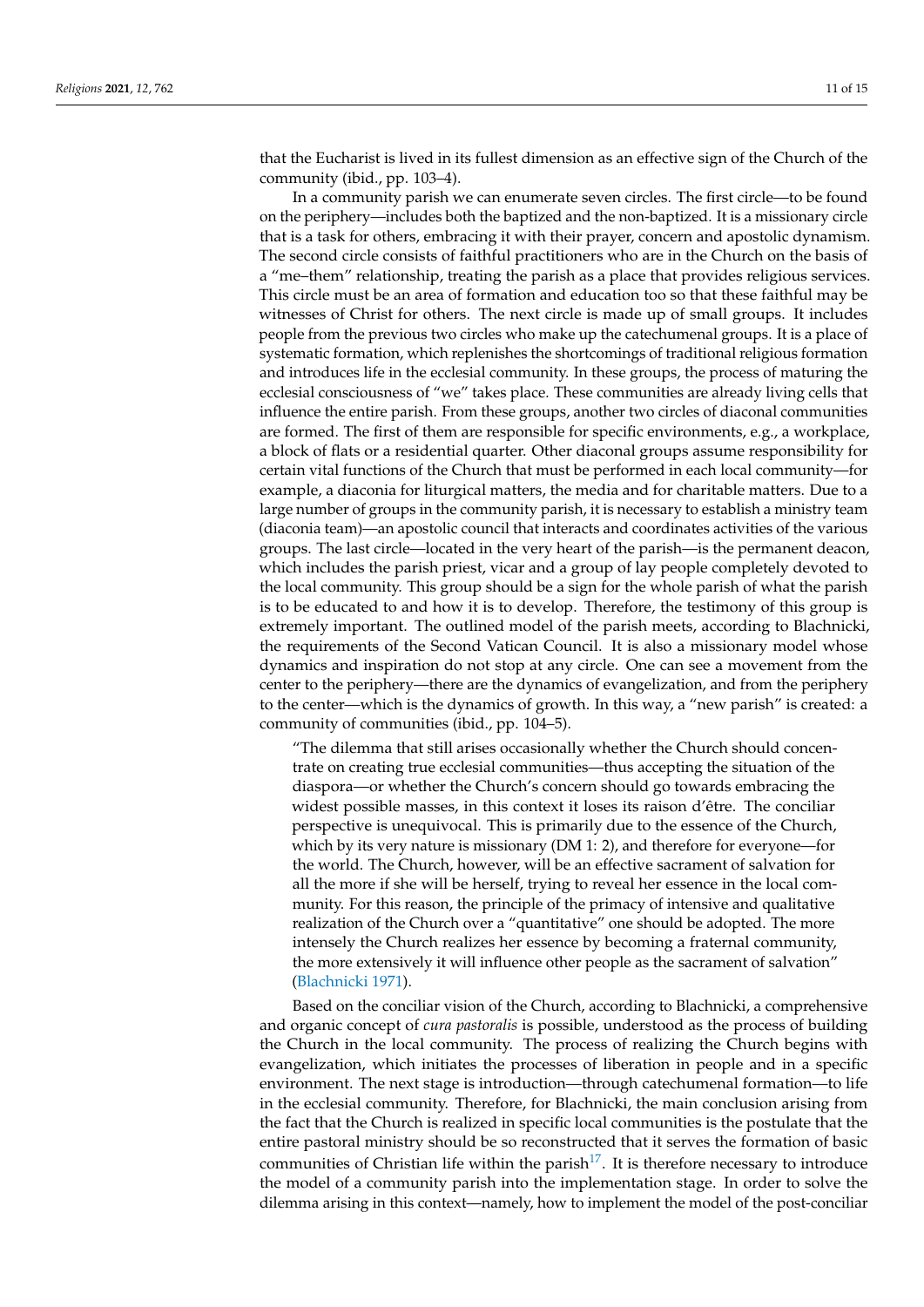that the Eucharist is lived in its fullest dimension as an effective sign of the Church of the community (ibid., pp. 103–4).

In a community parish we can enumerate seven circles. The first circle—to be found on the periphery—includes both the baptized and the non-baptized. It is a missionary circle that is a task for others, embracing it with their prayer, concern and apostolic dynamism. The second circle consists of faithful practitioners who are in the Church on the basis of a "me–them" relationship, treating the parish as a place that provides religious services. This circle must be an area of formation and education too so that these faithful may be witnesses of Christ for others. The next circle is made up of small groups. It includes people from the previous two circles who make up the catechumenal groups. It is a place of systematic formation, which replenishes the shortcomings of traditional religious formation and introduces life in the ecclesial community. In these groups, the process of maturing the ecclesial consciousness of "we" takes place. These communities are already living cells that influence the entire parish. From these groups, another two circles of diaconal communities are formed. The first of them are responsible for specific environments, e.g., a workplace, a block of flats or a residential quarter. Other diaconal groups assume responsibility for certain vital functions of the Church that must be performed in each local community—for example, a diaconia for liturgical matters, the media and for charitable matters. Due to a large number of groups in the community parish, it is necessary to establish a ministry team (diaconia team)—an apostolic council that interacts and coordinates activities of the various groups. The last circle—located in the very heart of the parish—is the permanent deacon, which includes the parish priest, vicar and a group of lay people completely devoted to the local community. This group should be a sign for the whole parish of what the parish is to be educated to and how it is to develop. Therefore, the testimony of this group is extremely important. The outlined model of the parish meets, according to Blachnicki, the requirements of the Second Vatican Council. It is also a missionary model whose dynamics and inspiration do not stop at any circle. One can see a movement from the center to the periphery—there are the dynamics of evangelization, and from the periphery to the center—which is the dynamics of growth. In this way, a "new parish" is created: a community of communities (ibid., pp. 104–5).

> "The dilemma that still arises occasionally whether the Church should concentrate on creating true ecclesial communities—thus accepting the situation of the diaspora—or whether the Church's concern should go towards embracing the widest possible masses, in this context it loses its raison d'être. The conciliar perspective is unequivocal. This is primarily due to the essence of the Church, which by its very nature is missionary (DM 1: 2), and therefore for everyone—for the world. The Church, however, will be an effective sacrament of salvation for all the more if she will be herself, trying to reveal her essence in the local community. For this reason, the principle of the primacy of intensive and qualitative realization of the Church over a "quantitative" one should be adopted. The more intensely the Church realizes her essence by becoming a fraternal community, the more extensively it will influence other people as the sacrament of salvation" (Blachnicki 1971).

Based on the conciliar vision of the Church, according to Blachnicki, a comprehensive and organic concept of *cura pastoralis* is possible, understood as the process of building the Church in the local community. The process of realizing the Church begins with evangelization, which initiates the processes of liberation in people and in a specific environment. The next stage is introduction—through catechumenal formation—to life in the ecclesial community. Therefore, for Blachnicki, the main conclusion arising from the fact that the Church is realized in specific local communities is the postulate that the entire pastoral ministry should be so reconstructed that it serves the formation of basic communities of Christian life within the parish[17]. It is therefore necessary to introduce the model of a community parish into the implementation stage. In order to solve the dilemma arising in this context—namely, how to implement the model of the post-conciliar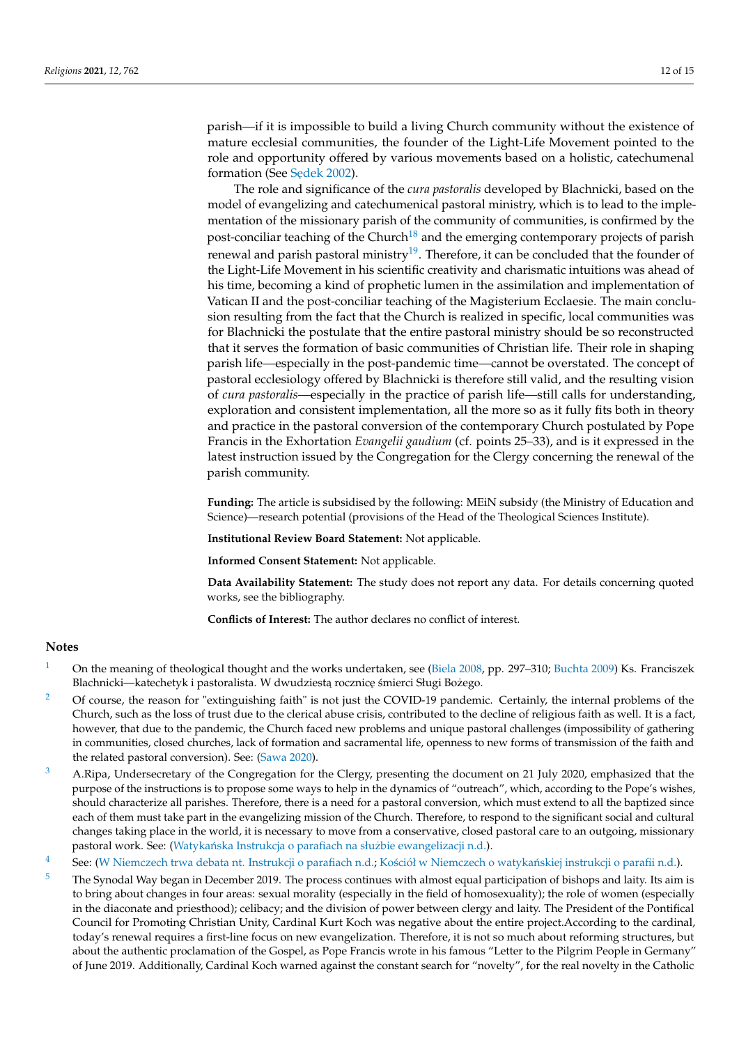parish—if it is impossible to build a living Church community without the existence of mature ecclesial communities, the founder of the Light-Life Movement pointed to the role and opportunity offered by various movements based on a holistic, catechumenal formation (See Sędek 2002).

The role and significance of the *cura pastoralis* developed by Blachnicki, based on the model of evangelizing and catechumenical pastoral ministry, which is to lead to the implementation of the missionary parish of the community of communities, is confirmed by the post-conciliar teaching of the Church[18] and the emerging contemporary projects of parish renewal and parish pastoral ministry[19]. Therefore, it can be concluded that the founder of the Light-Life Movement in his scientific creativity and charismatic intuitions was ahead of his time, becoming a kind of prophetic lumen in the assimilation and implementation of Vatican II and the post-conciliar teaching of the Magisterium Ecclaesie. The main conclusion resulting from the fact that the Church is realized in specific, local communities was for Blachnicki the postulate that the entire pastoral ministry should be so reconstructed that it serves the formation of basic communities of Christian life. Their role in shaping parish life—especially in the post-pandemic time—cannot be overstated. The concept of pastoral ecclesiology offered by Blachnicki is therefore still valid, and the resulting vision of *cura pastoralis*—especially in the practice of parish life—still calls for understanding, exploration and consistent implementation, all the more so as it fully fits both in theory and practice in the pastoral conversion of the contemporary Church postulated by Pope Francis in the Exhortation *Evangelii gaudium* (cf. points 25–33), and is it expressed in the latest instruction issued by the Congregation for the Clergy concerning the renewal of the parish community.

**Funding:** The article is subsidised by the following: MEiN subsidy (the Ministry of Education and Science)—research potential (provisions of the Head of the Theological Sciences Institute).

**Institutional Review Board Statement:** Not applicable.

**Informed Consent Statement:** Not applicable.

**Data Availability Statement:** The study does not report any data. For details concerning quoted works, see the bibliography.

**Conflicts of Interest:** The author declares no conflict of interest.

## Notes

1. On the meaning of theological thought and the works undertaken, see (Biela 2008, pp. 297–310; Buchta 2009) Ks. Franciszek Blachnicki—katechetyk i pastoralista. W dwudziestą rocznicę śmierci Sługi Bożego.
2. Of course, the reason for "extinguishing faith" is not just the COVID-19 pandemic. Certainly, the internal problems of the Church, such as the loss of trust due to the clerical abuse crisis, contributed to the decline of religious faith as well. It is a fact, however, that due to the pandemic, the Church faced new problems and unique pastoral challenges (impossibility of gathering in communities, closed churches, lack of formation and sacramental life, openness to new forms of transmission of the faith and the related pastoral conversion). See: (Sawa 2020).
3. A.Ripa, Undersecretary of the Congregation for the Clergy, presenting the document on 21 July 2020, emphasized that the purpose of the instructions is to propose some ways to help in the dynamics of "outreach", which, according to the Pope's wishes, should characterize all parishes. Therefore, there is a need for a pastoral conversion, which must extend to all the baptized since each of them must take part in the evangelizing mission of the Church. Therefore, to respond to the significant social and cultural changes taking place in the world, it is necessary to move from a conservative, closed pastoral care to an outgoing, missionary pastoral work. See: (Watykańska Instrukcja o parafiach na służbie ewangelizacji n.d.).
4. See: (W Niemczech trwa debata nt. Instrukcji o parafiach n.d.; Kościół w Niemczech o watykańskiej instrukcji o parafii n.d.).
5. The Synodal Way began in December 2019. The process continues with almost equal participation of bishops and laity. Its aim is to bring about changes in four areas: sexual morality (especially in the field of homosexuality); the role of women (especially in the diaconate and priesthood); celibacy; and the division of power between clergy and laity. The President of the Pontifical Council for Promoting Christian Unity, Cardinal Kurt Koch was negative about the entire project.According to the cardinal, today's renewal requires a first-line focus on new evangelization. Therefore, it is not so much about reforming structures, but about the authentic proclamation of the Gospel, as Pope Francis wrote in his famous "Letter to the Pilgrim People in Germany" of June 2019. Additionally, Cardinal Koch warned against the constant search for "novelty", for the real novelty in the Catholic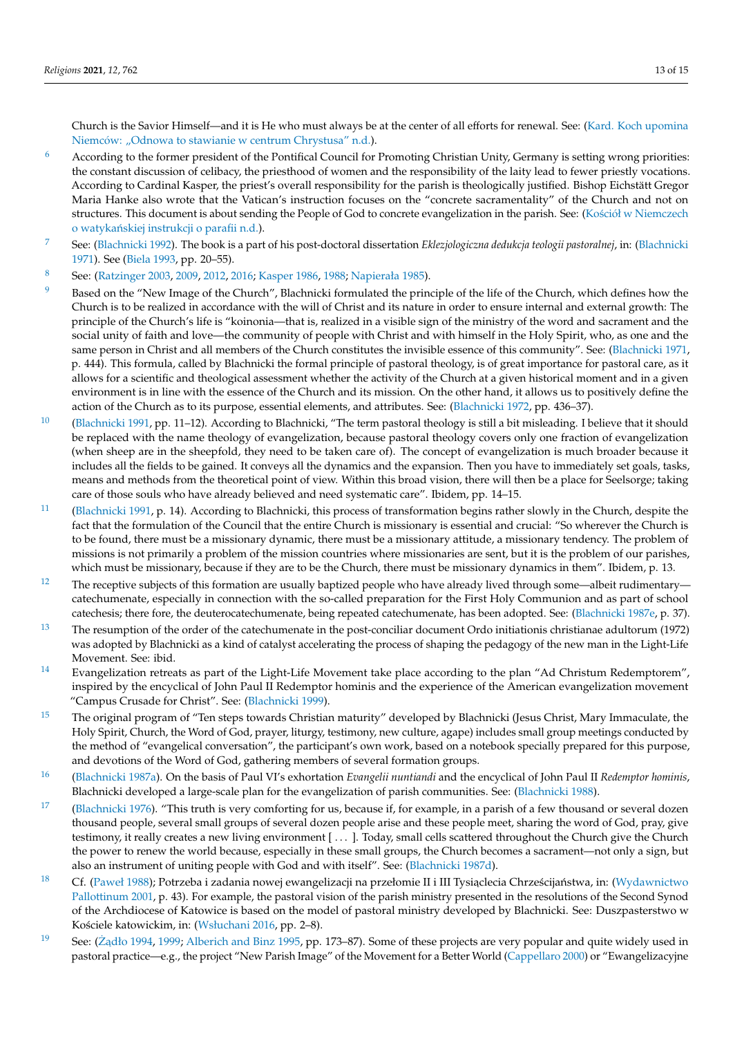Church is the Savior Himself—and it is He who must always be at the center of all efforts for renewal. See: (Kard. Koch upomina Niemców: „Odnowa to stawianie w centrum Chrystusa" n.d.).

[6] According to the former president of the Pontifical Council for Promoting Christian Unity, Germany is setting wrong priorities: the constant discussion of celibacy, the priesthood of women and the responsibility of the laity lead to fewer priestly vocations. According to Cardinal Kasper, the priest's overall responsibility for the parish is theologically justified. Bishop Eichstätt Gregor Maria Hanke also wrote that the Vatican's instruction focuses on the "concrete sacramentality" of the Church and not on structures. This document is about sending the People of God to concrete evangelization in the parish. See: (Kościół w Niemczech o watykańskiej instrukcji o parafii n.d.).

[7] See: (Blachnicki 1992). The book is a part of his post-doctoral dissertation *Eklezjologiczna dedukcja teologii pastoralnej*, in: (Blachnicki 1971). See (Biela 1993, pp. 20–55).

[8] See: (Ratzinger 2003, 2009, 2012, 2016; Kasper 1986, 1988; Napierała 1985).

[9] Based on the "New Image of the Church", Blachnicki formulated the principle of the life of the Church, which defines how the Church is to be realized in accordance with the will of Christ and its nature in order to ensure internal and external growth: The principle of the Church's life is "koinonia—that is, realized in a visible sign of the ministry of the word and sacrament and the social unity of faith and love—the community of people with Christ and with himself in the Holy Spirit, who, as one and the same person in Christ and all members of the Church constitutes the invisible essence of this community". See: (Blachnicki 1971, p. 444). This formula, called by Blachnicki the formal principle of pastoral theology, is of great importance for pastoral care, as it allows for a scientific and theological assessment whether the activity of the Church at a given historical moment and in a given environment is in line with the essence of the Church and its mission. On the other hand, it allows us to positively define the action of the Church as to its purpose, essential elements, and attributes. See: (Blachnicki 1972, pp. 436–37).

[10] (Blachnicki 1991, pp. 11–12). According to Blachnicki, "The term pastoral theology is still a bit misleading. I believe that it should be replaced with the name theology of evangelization, because pastoral theology covers only one fraction of evangelization (when sheep are in the sheepfold, they need to be taken care of). The concept of evangelization is much broader because it includes all the fields to be gained. It conveys all the dynamics and the expansion. Then you have to immediately set goals, tasks, means and methods from the theoretical point of view. Within this broad vision, there will then be a place for Seelsorge; taking care of those souls who have already believed and need systematic care". Ibidem, pp. 14–15.

[11] (Blachnicki 1991, p. 14). According to Blachnicki, this process of transformation begins rather slowly in the Church, despite the fact that the formulation of the Council that the entire Church is missionary is essential and crucial: "So wherever the Church is to be found, there must be a missionary dynamic, there must be a missionary attitude, a missionary tendency. The problem of missions is not primarily a problem of the mission countries where missionaries are sent, but it is the problem of our parishes, which must be missionary, because if they are to be the Church, there must be missionary dynamics in them". Ibidem, p. 13.

[12] The receptive subjects of this formation are usually baptized people who have already lived through some—albeit rudimentary—catechumenate, especially in connection with the so-called preparation for the First Holy Communion and as part of school catechesis; there fore, the deuterocatechumenate, being repeated catechumenate, has been adopted. See: (Blachnicki 1987e, p. 37).

[13] The resumption of the order of the catechumenate in the post-conciliar document Ordo initiationis christianae adultorum (1972) was adopted by Blachnicki as a kind of catalyst accelerating the process of shaping the pedagogy of the new man in the Light-Life Movement. See: ibid.

[14] Evangelization retreats as part of the Light-Life Movement take place according to the plan "Ad Christum Redemptorem", inspired by the encyclical of John Paul II Redemptor hominis and the experience of the American evangelization movement "Campus Crusade for Christ". See: (Blachnicki 1999).

[15] The original program of "Ten steps towards Christian maturity" developed by Blachnicki (Jesus Christ, Mary Immaculate, the Holy Spirit, Church, the Word of God, prayer, liturgy, testimony, new culture, agape) includes small group meetings conducted by the method of "evangelical conversation", the participant's own work, based on a notebook specially prepared for this purpose, and devotions of the Word of God, gathering members of several formation groups.

[16] (Blachnicki 1987a). On the basis of Paul VI's exhortation *Evangelii nuntiandi* and the encyclical of John Paul II *Redemptor hominis*, Blachnicki developed a large-scale plan for the evangelization of parish communities. See: (Blachnicki 1988).

[17] (Blachnicki 1976). "This truth is very comforting for us, because if, for example, in a parish of a few thousand or several dozen thousand people, several small groups of several dozen people arise and these people meet, sharing the word of God, pray, give testimony, it really creates a new living environment [ ... ]. Today, small cells scattered throughout the Church give the Church the power to renew the world because, especially in these small groups, the Church becomes a sacrament—not only a sign, but also an instrument of uniting people with God and with itself". See: (Blachnicki 1987d).

[18] Cf. (Paweł 1988); Potrzeba i zadania nowej ewangelizacji na przełomie II i III Tysiąclecia Chrześcijaństwa, in: (Wydawnictwo Pallottinum 2001, p. 43). For example, the pastoral vision of the parish ministry presented in the resolutions of the Second Synod of the Archdiocese of Katowice is based on the model of pastoral ministry developed by Blachnicki. See: Duszpasterstwo w Kościele katowickim, in: (Wsłuchani 2016, pp. 2–8).

[19] See: (Żądło 1994, 1999; Alberich and Binz 1995, pp. 173–87). Some of these projects are very popular and quite widely used in pastoral practice—e.g., the project "New Parish Image" of the Movement for a Better World (Cappellaro 2000) or "Ewangelizacyjne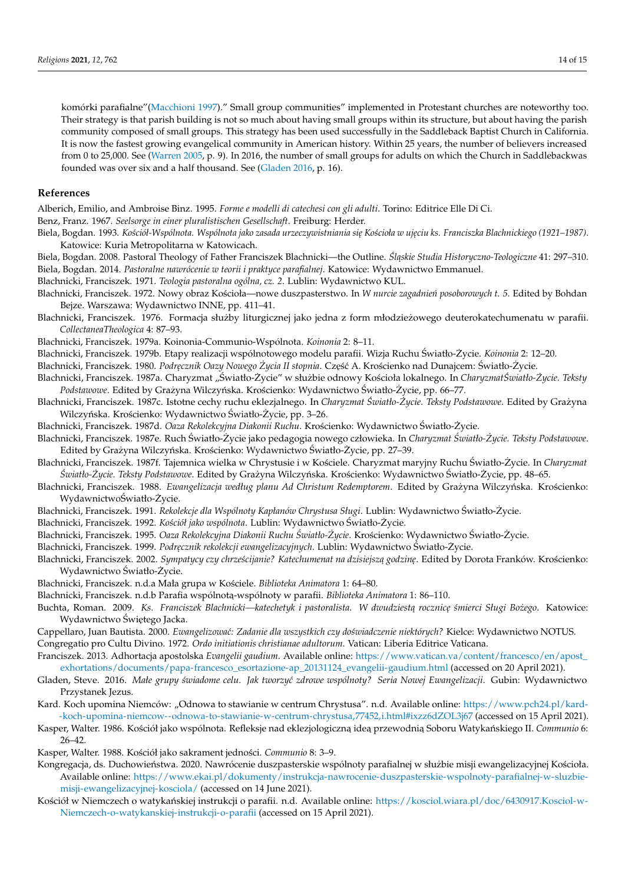komórki parafialne"(Macchioni 1997)." Small group communities" implemented in Protestant churches are noteworthy too. Their strategy is that parish building is not so much about having small groups within its structure, but about having the parish community composed of small groups. This strategy has been used successfully in the Saddleback Baptist Church in California. It is now the fastest growing evangelical community in American history. Within 25 years, the number of believers increased from 0 to 25,000. See (Warren 2005, p. 9). In 2016, the number of small groups for adults on which the Church in Saddlebackwas founded was over six and a half thousand. See (Gladen 2016, p. 16).

## References

Alberich, Emilio, and Ambroise Binz. 1995. *Forme e modelli di catechesi con gli adulti*. Torino: Editrice Elle Di Ci.

Benz, Franz. 1967. *Seelsorge in einer pluralistischen Gesellschaft*. Freiburg: Herder.

Biela, Bogdan. 1993. *Kościół-Wspólnota. Wspólnota jako zasada urzeczywistniania się Kościoła w ujęciu ks. Franciszka Blachnickiego (1921–1987)*. Katowice: Kuria Metropolitarna w Katowicach.

Biela, Bogdan. 2008. Pastoral Theology of Father Franciszek Blachnicki—the Outline. *Śląskie Studia Historyczno-Teologiczne* 41: 297–310.

Biela, Bogdan. 2014. *Pastoralne nawrócenie w teorii i praktyce parafialnej*. Katowice: Wydawnictwo Emmanuel.

Blachnicki, Franciszek. 1971. *Teologia pastoralna ogólna, cz. 2*. Lublin: Wydawnictwo KUL.

Blachnicki, Franciszek. 1972. Nowy obraz Kościoła—nowe duszpasterstwo. In *W nurcie zagadnień posoborowych t. 5*. Edited by Bohdan Bejze. Warszawa: Wydawnictwo INNE, pp. 411–41.

Blachnicki, Franciszek. 1976. Formacja służby liturgicznej jako jedna z form młodzieżowego deuterokatechumenatu w parafii. *CollectaneaTheologica* 4: 87–93.

Blachnicki, Franciszek. 1979a. Koinonia-Communio-Wspólnota. *Koinonia* 2: 8–11.

Blachnicki, Franciszek. 1979b. Etapy realizacji wspólnotowego modelu parafii. Wizja Ruchu Światło-Życie. *Koinonia* 2: 12–20.

Blachnicki, Franciszek. 1980. *Podręcznik Oazy Nowego Życia II stopnia*. Część A. Krościenko nad Dunajcem: Światło-Życie.

Blachnicki, Franciszek. 1987a. Charyzmat „Światło-Życie" w służbie odnowy Kościoła lokalnego. In *CharyzmatŚwiatło-Życie. Teksty Podstawowe*. Edited by Grażyna Wilczyńska. Krościenko: Wydawnictwo Światło-Życie, pp. 66–77.

Blachnicki, Franciszek. 1987c. Istotne cechy ruchu eklezjalnego. In *Charyzmat Światło-Życie. Teksty Podstawowe*. Edited by Grażyna Wilczyńska. Krościenko: Wydawnictwo Światło-Życie, pp. 3–26.

Blachnicki, Franciszek. 1987d. *Oaza Rekolekcyjna Diakonii Ruchu*. Krościenko: Wydawnictwo Światło-Życie.

Blachnicki, Franciszek. 1987e. Ruch Światło-Życie jako pedagogia nowego człowieka. In *Charyzmat Światło-Życie. Teksty Podstawowe*. Edited by Grażyna Wilczyńska. Krościenko: Wydawnictwo Światło-Życie, pp. 27–39.

Blachnicki, Franciszek. 1987f. Tajemnica wielka w Chrystusie i w Kościele. Charyzmat maryjny Ruchu Światło-Życie. In *Charyzmat Światło-Życie. Teksty Podstawowe*. Edited by Grażyna Wilczyńska. Krościenko: Wydawnictwo Światło-Życie, pp. 48–65.

Blachnicki, Franciszek. 1988. *Ewangelizacja według planu Ad Christum Redemptorem*. Edited by Grażyna Wilczyńska. Krościenko: WydawnictwoŚwiatło-Życie.

Blachnicki, Franciszek. 1991. *Rekolekcje dla Wspólnoty Kapłanów Chrystusa Sługi*. Lublin: Wydawnictwo Światło-Życie.

Blachnicki, Franciszek. 1992. *Kościół jako wspólnota*. Lublin: Wydawnictwo Światło-Życie.

Blachnicki, Franciszek. 1995. *Oaza Rekolekcyjna Diakonii Ruchu Światło-Życie*. Krościenko: Wydawnictwo Światło-Życie.

Blachnicki, Franciszek. 1999. *Podręcznik rekolekcji ewangelizacyjnych*. Lublin: Wydawnictwo Światło-Życie.

Blachnicki, Franciszek. 2002. *Sympatycy czy chrześcijanie? Katechumenat na dzisiejszą godzinę*. Edited by Dorota Franków. Krościenko: Wydawnictwo Światło-Życie.

Blachnicki, Franciszek. n.d.a Mała grupa w Kościele. *Biblioteka Animatora* 1: 64–80.

Blachnicki, Franciszek. n.d.b Parafia wspólnotą-wspólnoty w parafii. *Biblioteka Animatora* 1: 86–110.

Buchta, Roman. 2009. *Ks. Franciszek Blachnicki—katechetyk i pastoralista. W dwudziestą rocznicę śmierci Sługi Bożego*. Katowice: Wydawnictwo Świętego Jacka.

Cappellaro, Juan Bautista. 2000. *Ewangelizować: Zadanie dla wszystkich czy doświadczenie niektórych?* Kielce: Wydawnictwo NOTUS.

Congregatio pro Cultu Divino. 1972. *Ordo initiationis christianae adultorum*. Vatican: Liberia Editrice Vaticana.

Franciszek. 2013. Adhortacja apostolska *Evangelii gaudium*. Available online: https://www.vatican.va/content/francesco/en/apost_exhortations/documents/papa-francesco_esortazione-ap_20131124_evangelii-gaudium.html (accessed on 20 April 2021).

Gladen, Steve. 2016. *Małe grupy świadome celu. Jak tworzyć zdrowe wspólnoty? Seria Nowej Ewangelizacji*. Gubin: Wydawnictwo Przystanek Jezus.

Kard. Koch upomina Niemców: „Odnowa to stawianie w centrum Chrystusa". n.d. Available online: https://www.pch24.pl/kard-koch-upomina-niemcow--odnowa-to-stawianie-w-centrum-chrystusa,77452,i.html#ixzz6dZOL3j67 (accessed on 15 April 2021).

Kasper, Walter. 1986. Kościół jako wspólnota. Refleksje nad eklezjologiczną ideą przewodnią Soboru Watykańskiego II. *Communio* 6: 26–42.

Kasper, Walter. 1988. Kościół jako sakrament jedności. *Communio* 8: 3–9.

Kongregacja, ds. Duchowieństwa. 2020. Nawrócenie duszpasterskie wspólnoty parafialnej w służbie misji ewangelizacyjnej Kościoła. Available online: https://www.ekai.pl/dokumenty/instrukcja-nawrocenie-duszpasterskie-wspolnoty-parafialnej-w-sluzbie-misji-ewangelizacyjnej-kosciola/ (accessed on 14 June 2021).

Kościół w Niemczech o watykańskiej instrukcji o parafii. n.d. Available online: https://kosciol.wiara.pl/doc/6430917.Kosciol-w-Niemczech-o-watykanskiej-instrukcji-o-parafii (accessed on 15 April 2021).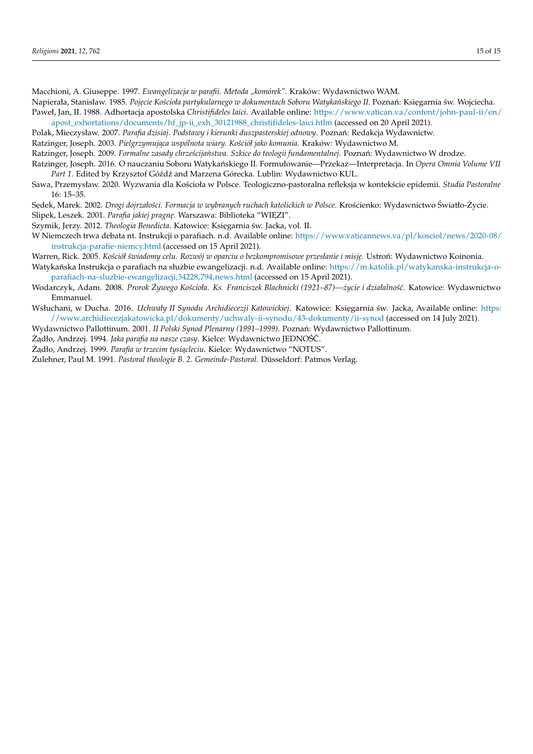Macchioni, A. Giuseppe. 1997. *Ewangelizacja w parafii. Metoda „komórek"*. Kraków: Wydawnictwo WAM.

Napierała, Stanisław. 1985. *Pojęcie Kościoła partykularnego w dokumentach Soboru Watykańskiego II*. Poznań: Księgarnia św. Wojciecha.

Paweł, Jan, II. 1988. Adhortacja apostolska *Christifideles laici*. Available online: https://www.vatican.va/content/john-paul-ii/en/apost_exhortations/documents/hf_jp-ii_exh_30121988_christifideles-laici.htlm (accessed on 20 April 2021).

Polak, Mieczysław. 2007. *Parafia dzisiaj. Podstawy i kierunki duszpasterskiej odnowy*. Poznań: Redakcja Wydawnictw.

Ratzinger, Joseph. 2003. *Pielgrzymująca wspólnota wiary. Kościół jako komunia*. Kraków: Wydawnictwo M.

Ratzinger, Joseph. 2009. *Formalne zasady chrześcijaństwa. Szkice do teologii fundamentalnej*. Poznań: Wydawnictwo W drodze.

Ratzinger, Joseph. 2016. O nauczaniu Soboru Watykańskiego II. Formułowanie—Przekaz—Interpretacja. In *Opera Omnia Volume VII Part 1*. Edited by Krzysztof Góźdź and Marzena Górecka. Lublin: Wydawnictwo KUL.

Sawa, Przemysław. 2020. Wyzwania dla Kościoła w Polsce. Teologiczno-pastoralna refleksja w kontekście epidemii. *Studia Pastoralne* 16: 15–35.

Sędek, Marek. 2002. *Drogi dojrzałości. Formacja w wybranych ruchach katolickich w Polsce*. Krościenko: Wydawnictwo Światło-Życie.

Slipek, Leszek. 2001. *Parafia jakiej pragnę*. Warszawa: Biblioteka "WIĘZI".

Szymik, Jerzy. 2012. *Theologia Benedicta*. Katowice: Księgarnia św. Jacka, vol. II.

W Niemczech trwa debata nt. Instrukcji o parafiach. n.d. Available online: https://www.vaticannews.va/pl/kosciol/news/2020-08/instrukcja-parafie-niemcy.html (accessed on 15 April 2021).

Warren, Rick. 2005. *Kościół świadomy celu. Rozwój w oparciu o bezkompromisowe przesłanie i misję*. Ustroń: Wydawnictwo Koinonia.

Watykańska Instrukcja o parafiach na służbie ewangelizacji. n.d. Available online: https://m.katolik.pl/watykanska-instrukcja-o-parafiach-na-sluzbie-ewangelizacji,34228,794,news.html (accessed on 15 April 2021).

Wodarczyk, Adam. 2008. *Prorok Żywego Kościoła. Ks. Franciszek Blachnicki (1921–87)—życie i działalność*. Katowice: Wydawnictwo Emmanuel.

Wsłuchani, w Ducha. 2016. *Uchwały II Synodu Archidiecezji Katowickiej*. Katowice: Księgarnia św. Jacka, Available online: https://www.archidiecezjakatowicka.pl/dokumenty/uchwaly-ii-synodu/43-dokumenty/ii-synod (accessed on 14 July 2021).

Wydawnictwo Pallottinum. 2001. *II Polski Synod Plenarny (1991–1999)*. Poznań: Wydawnictwo Pallottinum.

Żądło, Andrzej. 1994. *Jaka parafia na nasze czasy*. Kielce: Wydawnictwo JEDNOŚĆ.

Żądło, Andrzej. 1999. *Parafia w trzecim tysiącleciu*. Kielce: Wydawnictwo "NOTUS".

Zulehner, Paul M. 1991. *Pastoral theologie B. 2. Gemeinde-Pastoral*. Düsseldorf: Patmos Verlag.